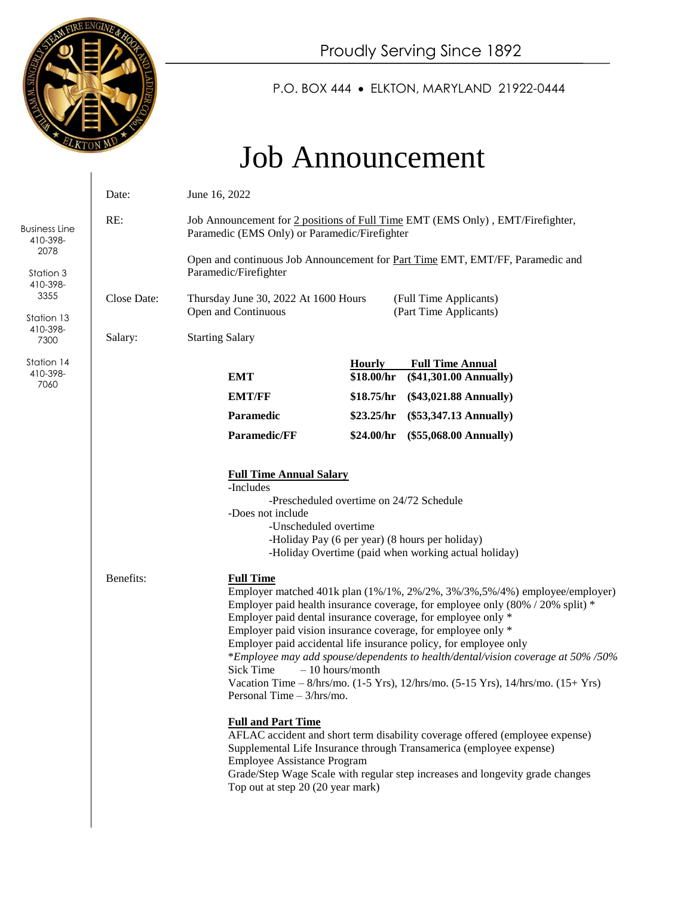Proudly Serving Since 1892

P.O. BOX 444 • ELKTON, MARYLAND 21922-0444

Business Line 410-398-2078

Station 3 410-398-3355

Station 13 410-398-7300

Station 14 410-398-7060

# Job Announcement

**Date:** June 16, 2022

**RE:** Job Announcement for 2 positions of Full Time EMT (EMS Only) , EMT/Firefighter, Paramedic (EMS Only) or Paramedic/Firefighter

Open and continuous Job Announcement for Part Time EMT, EMT/FF, Paramedic and Paramedic/Firefighter

**Close Date:** Thursday June 30, 2022 At 1600 Hours (Full Time Applicants)
Open and Continuous (Part Time Applicants)

**Salary:** Starting Salary

| | Hourly | Full Time Annual |
|---|---|---|
| **EMT** | **$18.00/hr** | **($41,301.00 Annually)** |
| **EMT/FF** | **$18.75/hr** | **($43,021.88 Annually)** |
| **Paramedic** | **$23.25/hr** | **($53,347.13 Annually)** |
| **Paramedic/FF** | **$24.00/hr** | **($55,068.00 Annually)** |

**Full Time Annual Salary**

-Includes
 -Prescheduled overtime on 24/72 Schedule

-Does not include
 -Unscheduled overtime
 -Holiday Pay (6 per year) (8 hours per holiday)
 -Holiday Overtime (paid when working actual holiday)

**Benefits:**

**Full Time**

Employer matched 401k plan (1%/1%, 2%/2%, 3%/3%,5%/4%) employee/employer)
Employer paid health insurance coverage, for employee only (80% / 20% split) *
Employer paid dental insurance coverage, for employee only *
Employer paid vision insurance coverage, for employee only *
Employer paid accidental life insurance policy, for employee only
**Employee may add spouse/dependents to health/dental/vision coverage at 50% /50%*
Sick Time – 10 hours/month
Vacation Time – 8/hrs/mo. (1-5 Yrs), 12/hrs/mo. (5-15 Yrs), 14/hrs/mo. (15+ Yrs)
Personal Time – 3/hrs/mo.

**Full and Part Time**

AFLAC accident and short term disability coverage offered (employee expense)
Supplemental Life Insurance through Transamerica (employee expense)
Employee Assistance Program
Grade/Step Wage Scale with regular step increases and longevity grade changes
Top out at step 20 (20 year mark)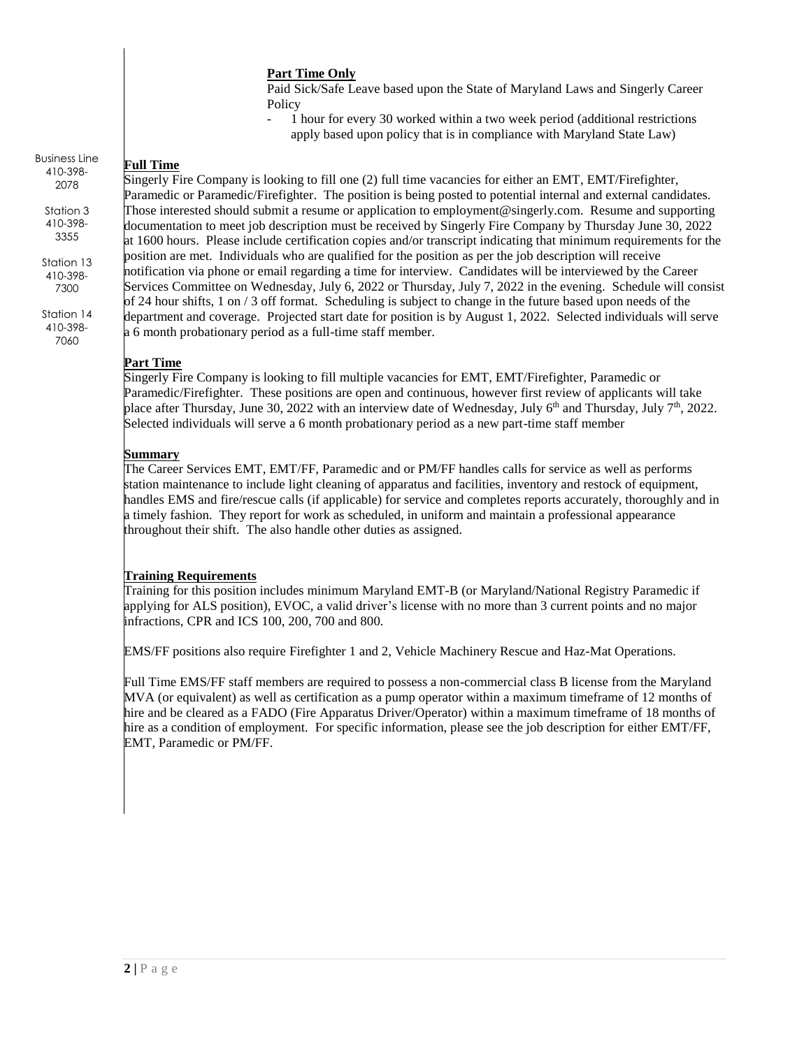**Part Time Only**

Paid Sick/Safe Leave based upon the State of Maryland Laws and Singerly Career Policy

- 1 hour for every 30 worked within a two week period (additional restrictions apply based upon policy that is in compliance with Maryland State Law)

Business Line 410-398-2078

Station 3 410-398-3355

Station 13 410-398-7300

Station 14 410-398-7060

**Full Time**

Singerly Fire Company is looking to fill one (2) full time vacancies for either an EMT, EMT/Firefighter, Paramedic or Paramedic/Firefighter. The position is being posted to potential internal and external candidates. Those interested should submit a resume or application to employment@singerly.com. Resume and supporting documentation to meet job description must be received by Singerly Fire Company by Thursday June 30, 2022 at 1600 hours. Please include certification copies and/or transcript indicating that minimum requirements for the position are met. Individuals who are qualified for the position as per the job description will receive notification via phone or email regarding a time for interview. Candidates will be interviewed by the Career Services Committee on Wednesday, July 6, 2022 or Thursday, July 7, 2022 in the evening. Schedule will consist of 24 hour shifts, 1 on / 3 off format. Scheduling is subject to change in the future based upon needs of the department and coverage. Projected start date for position is by August 1, 2022. Selected individuals will serve a 6 month probationary period as a full-time staff member.

**Part Time**

Singerly Fire Company is looking to fill multiple vacancies for EMT, EMT/Firefighter, Paramedic or Paramedic/Firefighter. These positions are open and continuous, however first review of applicants will take place after Thursday, June 30, 2022 with an interview date of Wednesday, July 6th and Thursday, July 7th, 2022. Selected individuals will serve a 6 month probationary period as a new part-time staff member

**Summary**

The Career Services EMT, EMT/FF, Paramedic and or PM/FF handles calls for service as well as performs station maintenance to include light cleaning of apparatus and facilities, inventory and restock of equipment, handles EMS and fire/rescue calls (if applicable) for service and completes reports accurately, thoroughly and in a timely fashion. They report for work as scheduled, in uniform and maintain a professional appearance throughout their shift. The also handle other duties as assigned.

**Training Requirements**

Training for this position includes minimum Maryland EMT-B (or Maryland/National Registry Paramedic if applying for ALS position), EVOC, a valid driver's license with no more than 3 current points and no major infractions, CPR and ICS 100, 200, 700 and 800.

EMS/FF positions also require Firefighter 1 and 2, Vehicle Machinery Rescue and Haz-Mat Operations.

Full Time EMS/FF staff members are required to possess a non-commercial class B license from the Maryland MVA (or equivalent) as well as certification as a pump operator within a maximum timeframe of 12 months of hire and be cleared as a FADO (Fire Apparatus Driver/Operator) within a maximum timeframe of 18 months of hire as a condition of employment. For specific information, please see the job description for either EMT/FF, EMT, Paramedic or PM/FF.